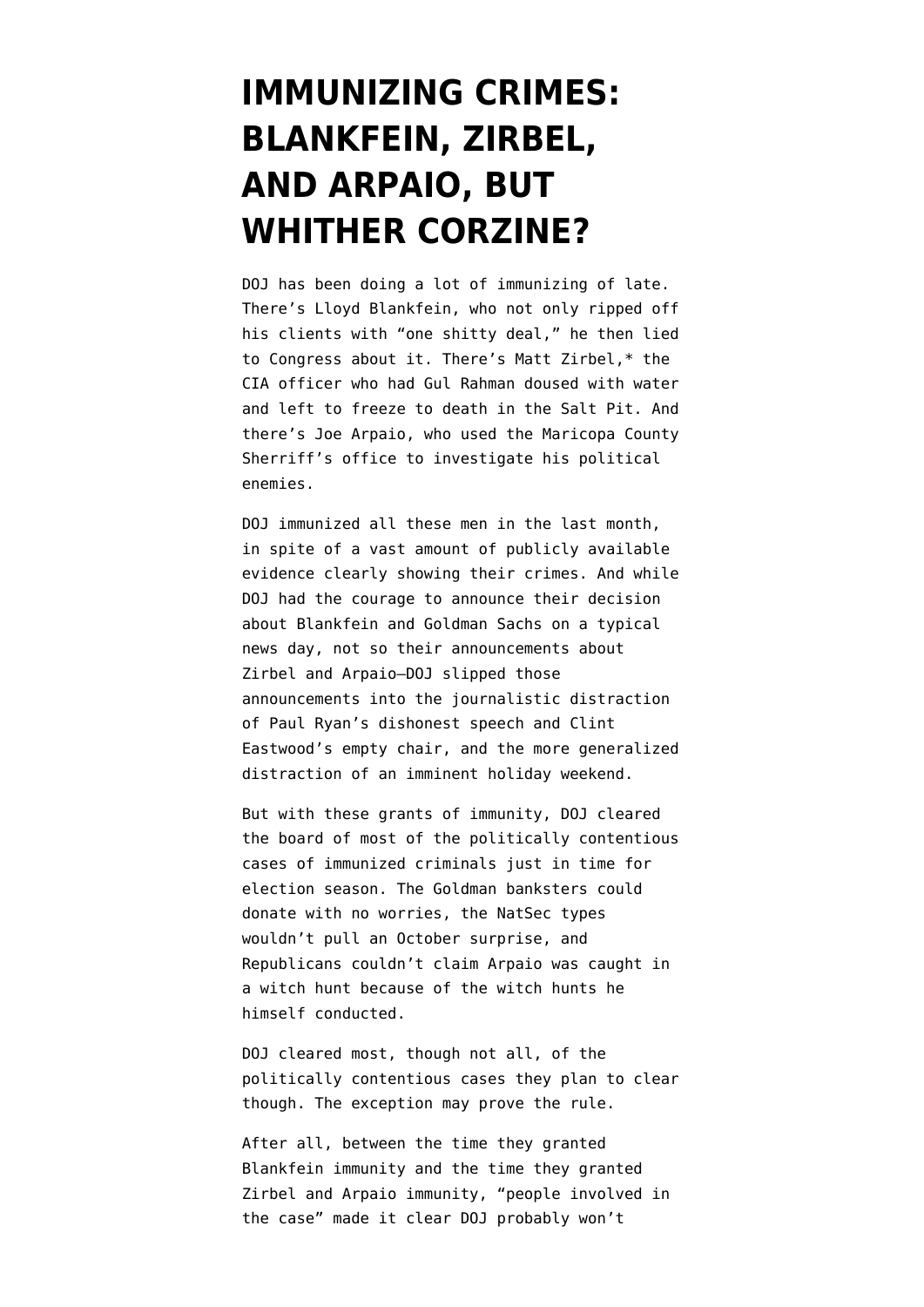# IMMUNIZING CRIMES: BLANKFEIN, ZIRBEL, AND ARPAIO, BUT WHITHER CORZINE?

DOJ has been doing a lot of immunizing of late. There's Lloyd Blankfein, who not only ripped off his clients with "one shitty deal," he then lied to Congress about it. There's Matt Zirbel,* the CIA officer who had Gul Rahman doused with water and left to freeze to death in the Salt Pit. And there's Joe Arpaio, who used the Maricopa County Sherriff's office to investigate his political enemies.

DOJ immunized all these men in the last month, in spite of a vast amount of publicly available evidence clearly showing their crimes. And while DOJ had the courage to announce their decision about Blankfein and Goldman Sachs on a typical news day, not so their announcements about Zirbel and Arpaio—DOJ slipped those announcements into the journalistic distraction of Paul Ryan's dishonest speech and Clint Eastwood's empty chair, and the more generalized distraction of an imminent holiday weekend.

But with these grants of immunity, DOJ cleared the board of most of the politically contentious cases of immunized criminals just in time for election season. The Goldman banksters could donate with no worries, the NatSec types wouldn't pull an October surprise, and Republicans couldn't claim Arpaio was caught in a witch hunt because of the witch hunts he himself conducted.

DOJ cleared most, though not all, of the politically contentious cases they plan to clear though. The exception may prove the rule.

After all, between the time they granted Blankfein immunity and the time they granted Zirbel and Arpaio immunity, "people involved in the case" made it clear DOJ probably won't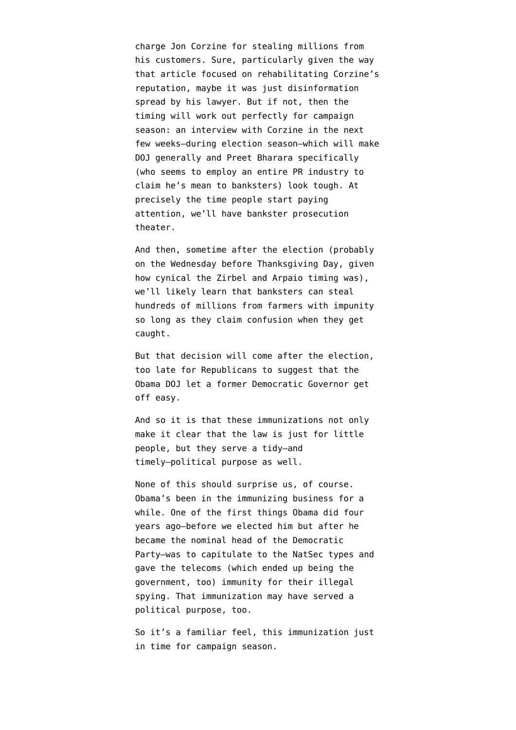charge Jon Corzine for stealing millions from his customers. Sure, particularly given the way that article focused on rehabilitating Corzine's reputation, maybe it was just disinformation spread by his lawyer. But if not, then the timing will work out perfectly for campaign season: an interview with Corzine in the next few weeks–during election season–which will make DOJ generally and Preet Bharara specifically (who seems to employ an entire PR industry to claim he's mean to banksters) look tough. At precisely the time people start paying attention, we'll have bankster prosecution theater.

And then, sometime after the election (probably on the Wednesday before Thanksgiving Day, given how cynical the Zirbel and Arpaio timing was), we'll likely learn that banksters can steal hundreds of millions from farmers with impunity so long as they claim confusion when they get caught.

But that decision will come after the election, too late for Republicans to suggest that the Obama DOJ let a former Democratic Governor get off easy.

And so it is that these immunizations not only make it clear that the law is just for little people, but they serve a tidy–and timely–political purpose as well.

None of this should surprise us, of course. Obama's been in the immunizing business for a while. One of the first things Obama did four years ago–before we elected him but after he became the nominal head of the Democratic Party–was to capitulate to the NatSec types and gave the telecoms (which ended up being the government, too) immunity for their illegal spying. That immunization may have served a political purpose, too.

So it's a familiar feel, this immunization just in time for campaign season.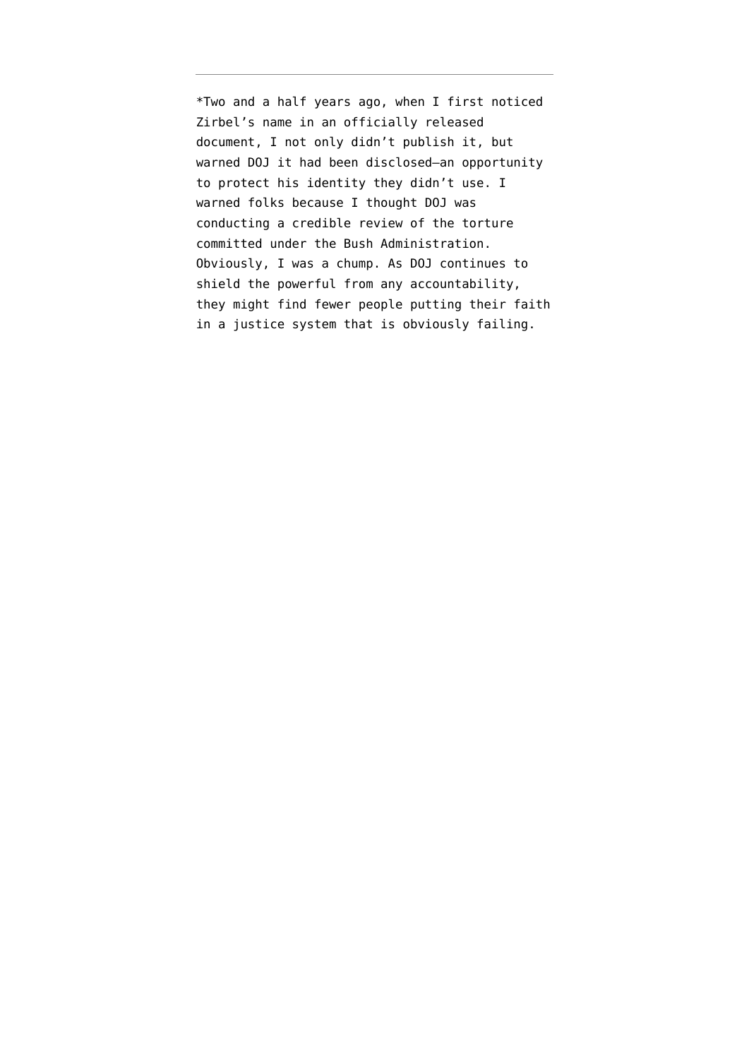---

*Two and a half years ago, when I first noticed Zirbel's name in an officially released document, I not only didn't publish it, but warned DOJ it had been disclosed–an opportunity to protect his identity they didn't use. I warned folks because I thought DOJ was conducting a credible review of the torture committed under the Bush Administration. Obviously, I was a chump. As DOJ continues to shield the powerful from any accountability, they might find fewer people putting their faith in a justice system that is obviously failing.